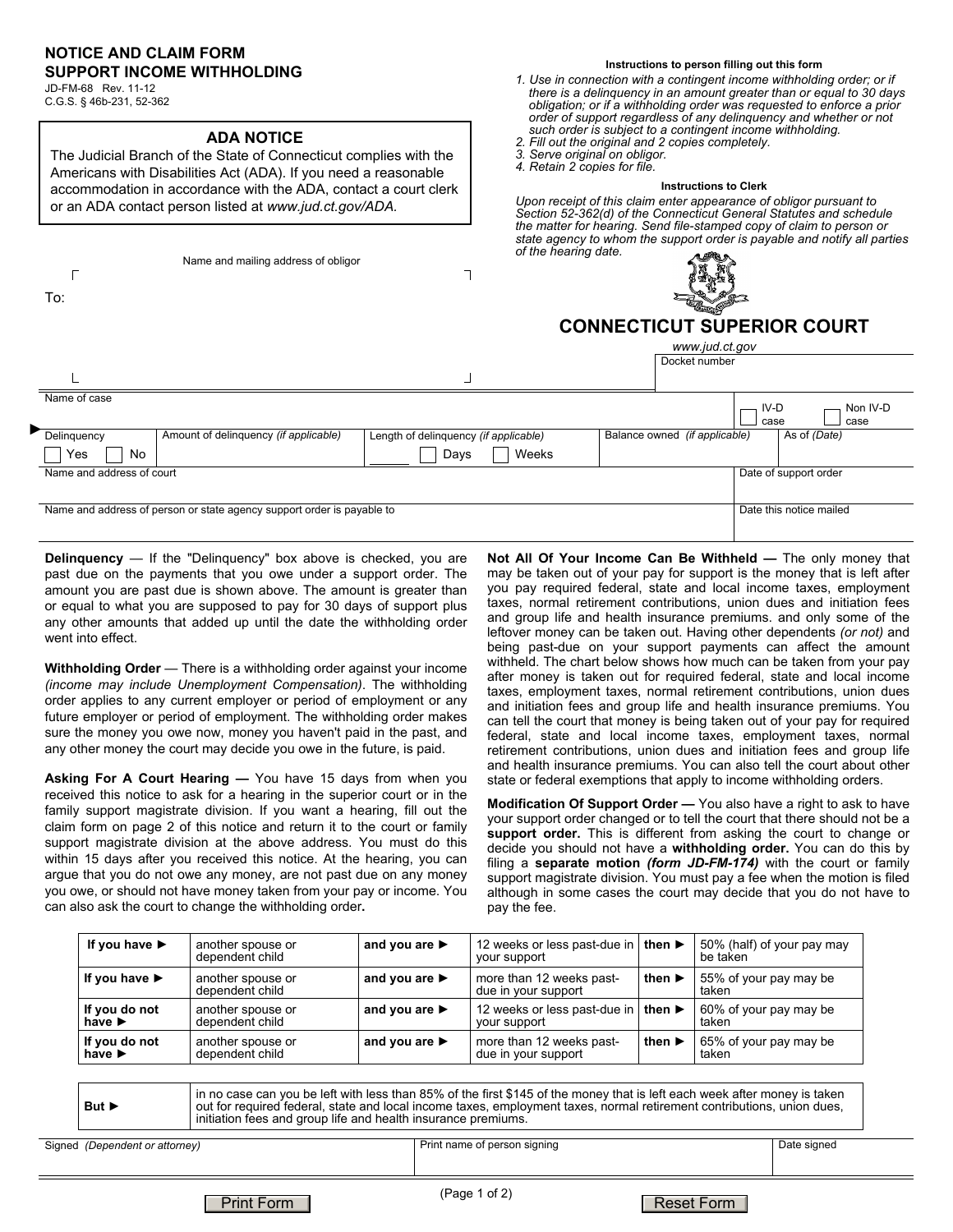# NOTICE AND CLAIM FORM
# SUPPORT INCOME WITHHOLDING

JD-FM-68 Rev. 11-12
C.G.S. § 46b-231, 52-362

### ADA NOTICE

The Judicial Branch of the State of Connecticut complies with the Americans with Disabilities Act (ADA). If you need a reasonable accommodation in accordance with the ADA, contact a court clerk or an ADA contact person listed at *www.jud.ct.gov/ADA.*

**Instructions to person filling out this form**

*1. Use in connection with a contingent income withholding order; or if there is a delinquency in an amount greater than or equal to 30 days obligation; or if a withholding order was requested to enforce a prior order of support regardless of any delinquency and whether or not such order is subject to a contingent income withholding.*
*2. Fill out the original and 2 copies completely.*
*3. Serve original on obligor.*
*4. Retain 2 copies for file.*

**Instructions to Clerk**

*Upon receipt of this claim enter appearance of obligor pursuant to Section 52-362(d) of the Connecticut General Statutes and schedule the matter for hearing. Send file-stamped copy of claim to person or state agency to whom the support order is payable and notify all parties of the hearing date.*

## CONNECTICUT SUPERIOR COURT

*www.jud.ct.gov*

To: Name and mailing address of obligor

Docket number

Name of case

☐ IV-D case ☐ Non IV-D case

| Delinquency | Amount of delinquency *(if applicable)* | Length of delinquency *(if applicable)* | Balance owned *(if applicable)* | As of *(Date)* |
|---|---|---|---|---|
| ☐ Yes ☐ No | | _____ ☐ Days ☐ Weeks | | |

Name and address of court | Date of support order

Name and address of person or state agency support order is payable to | Date this notice mailed

**Delinquency** — If the "Delinquency" box above is checked, you are past due on the payments that you owe under a support order. The amount you are past due is shown above. The amount is greater than or equal to what you are supposed to pay for 30 days of support plus any other amounts that added up until the date the withholding order went into effect.

**Withholding Order** — There is a withholding order against your income *(income may include Unemployment Compensation)*. The withholding order applies to any current employer or period of employment or any future employer or period of employment. The withholding order makes sure the money you owe now, money you haven't paid in the past, and any other money the court may decide you owe in the future, is paid.

**Asking For A Court Hearing —** You have 15 days from when you received this notice to ask for a hearing in the superior court or in the family support magistrate division. If you want a hearing, fill out the claim form on page 2 of this notice and return it to the court or family support magistrate division at the above address. You must do this within 15 days after you received this notice. At the hearing, you can argue that you do not owe any money, are not past due on any money you owe, or should not have money taken from your pay or income. You can also ask the court to change the withholding order**.**

**Not All Of Your Income Can Be Withheld —** The only money that may be taken out of your pay for support is the money that is left after you pay required federal, state and local income taxes, employment taxes, normal retirement contributions, union dues and initiation fees and group life and health insurance premiums. and only some of the leftover money can be taken out. Having other dependents *(or not)* and being past-due on your support payments can affect the amount withheld. The chart below shows how much can be taken from your pay after money is taken out for required federal, state and local income taxes, employment taxes, normal retirement contributions, union dues and initiation fees and group life and health insurance premiums. You can tell the court that money is being taken out of your pay for required federal, state and local income taxes, employment taxes, normal retirement contributions, union dues and initiation fees and group life and health insurance premiums. You can also tell the court about other state or federal exemptions that apply to income withholding orders.

**Modification Of Support Order —** You also have a right to ask to have your support order changed or to tell the court that there should not be a **support order.** This is different from asking the court to change or decide you should not have a **withholding order.** You can do this by filing a **separate motion *(form JD-FM-174)*** with the court or family support magistrate division. You must pay a fee when the motion is filed although in some cases the court may decide that you do not have to pay the fee.

| | | | | | |
|---|---|---|---|---|---|
| **If you have ►** | another spouse or dependent child | **and you are ►** | 12 weeks or less past-due in your support | **then ►** | 50% (half) of your pay may be taken |
| **If you have ►** | another spouse or dependent child | **and you are ►** | more than 12 weeks past-due in your support | **then ►** | 55% of your pay may be taken |
| **If you do not have ►** | another spouse or dependent child | **and you are ►** | 12 weeks or less past-due in your support | **then ►** | 60% of your pay may be taken |
| **If you do not have ►** | another spouse or dependent child | **and you are ►** | more than 12 weeks past-due in your support | **then ►** | 65% of your pay may be taken |

| | |
|---|---|
| **But ►** | in no case can you be left with less than 85% of the first $145 of the money that is left each week after money is taken out for required federal, state and local income taxes, employment taxes, normal retirement contributions, union dues, initiation fees and group life and health insurance premiums. |

| Signed *(Dependent or attorney)* | Print name of person signing | Date signed |
|---|---|---|
| | | |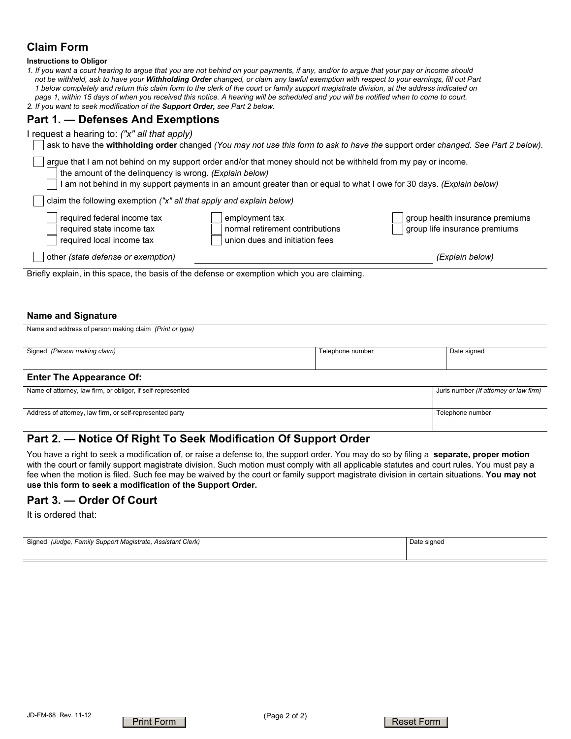## Claim Form

**Instructions to Obligor**

*1. If you want a court hearing to argue that you are not behind on your payments, if any, and/or to argue that your pay or income should not be withheld, ask to have your **Withholding Order** changed, or claim any lawful exemption with respect to your earnings, fill out Part 1 below completely and return this claim form to the clerk of the court or family support magistrate division, at the address indicated on page 1, within 15 days of when you received this notice. A hearing will be scheduled and you will be notified when to come to court.*

*2. If you want to seek modification of the **Support Order,** see Part 2 below.*

## Part 1. — Defenses And Exemptions

I request a hearing to: *("x" all that apply)*

- ☐ ask to have the **withholding order** changed *(You may not use this form to ask to have the* support order *changed. See Part 2 below).*
- ☐ argue that I am not behind on my support order and/or that money should not be withheld from my pay or income.
  - ☐ the amount of the delinquency is wrong. *(Explain below)*
  - ☐ I am not behind in my support payments in an amount greater than or equal to what I owe for 30 days. *(Explain below)*
- ☐ claim the following exemption *("x" all that apply and explain below)*
  - ☐ required federal income tax
  - ☐ required state income tax
  - ☐ required local income tax
  - ☐ employment tax
  - ☐ normal retirement contributions
  - ☐ union dues and initiation fees
  - ☐ group health insurance premiums
  - ☐ group life insurance premiums
- ☐ other *(state defense or exemption)* ____________________ *(Explain below)*

Briefly explain, in this space, the basis of the defense or exemption which you are claiming.

### Name and Signature

| | | |
|---|---|---|
| Name and address of person making claim *(Print or type)* | | |
| Signed *(Person making claim)* | Telephone number | Date signed |

### Enter The Appearance Of:

| | |
|---|---|
| Name of attorney, law firm, or obligor, if self-represented | Juris number *(If attorney or law firm)* |
| Address of attorney, law firm, or self-represented party | Telephone number |

## Part 2. — Notice Of Right To Seek Modification Of Support Order

You have a right to seek a modification of, or raise a defense to, the support order. You may do so by filing a **separate, proper motion** with the court or family support magistrate division. Such motion must comply with all applicable statutes and court rules. You must pay a fee when the motion is filed. Such fee may be waived by the court or family support magistrate division in certain situations. **You may not use this form to seek a modification of the Support Order.**

## Part 3. — Order Of Court

It is ordered that:

| | |
|---|---|
| Signed *(Judge, Family Support Magistrate, Assistant Clerk)* | Date signed |

JD-FM-68 Rev. 11-12